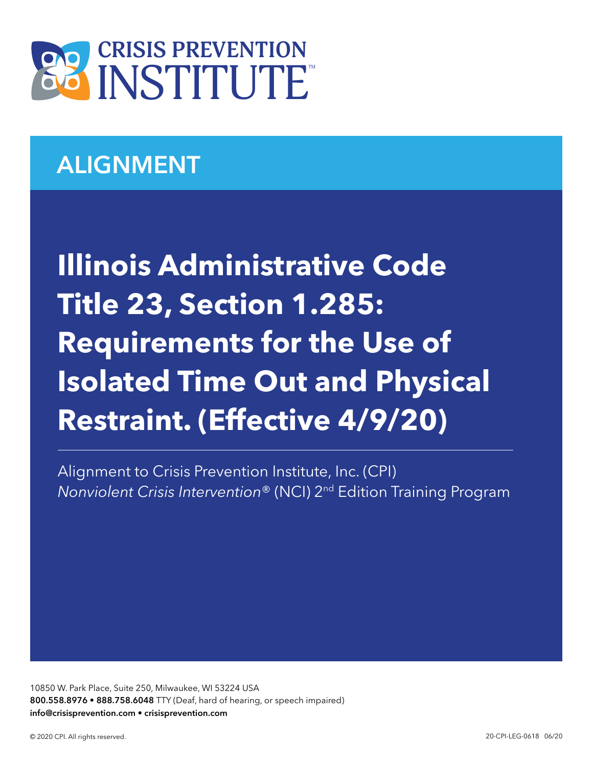CRISIS PREVENTION INSTITUTE™

## ALIGNMENT

# Illinois Administrative Code Title 23, Section 1.285: Requirements for the Use of Isolated Time Out and Physical Restraint. (Effective 4/9/20)

Alignment to Crisis Prevention Institute, Inc. (CPI) *Nonviolent Crisis Intervention®* (NCI) 2nd Edition Training Program

10850 W. Park Place, Suite 250, Milwaukee, WI 53224 USA
**800.558.8976 • 888.758.6048** TTY (Deaf, hard of hearing, or speech impaired)
**info@crisisprevention.com • crisisprevention.com**

© 2020 CPI. All rights reserved.

20-CPI-LEG-0618 06/20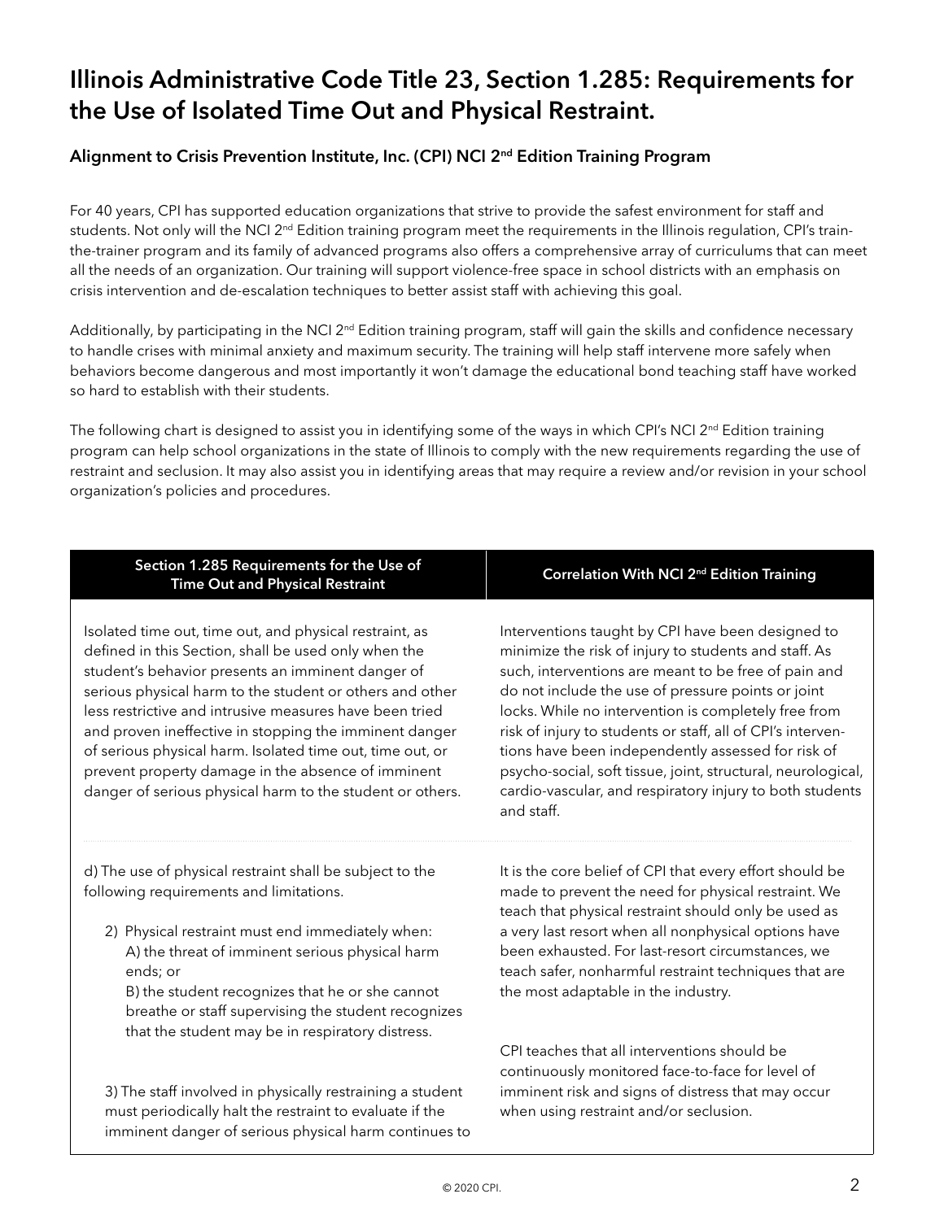# Illinois Administrative Code Title 23, Section 1.285: Requirements for the Use of Isolated Time Out and Physical Restraint.

## Alignment to Crisis Prevention Institute, Inc. (CPI) NCI 2nd Edition Training Program

For 40 years, CPI has supported education organizations that strive to provide the safest environment for staff and students. Not only will the NCI 2nd Edition training program meet the requirements in the Illinois regulation, CPI's train-the-trainer program and its family of advanced programs also offers a comprehensive array of curriculums that can meet all the needs of an organization. Our training will support violence-free space in school districts with an emphasis on crisis intervention and de-escalation techniques to better assist staff with achieving this goal.

Additionally, by participating in the NCI 2nd Edition training program, staff will gain the skills and confidence necessary to handle crises with minimal anxiety and maximum security. The training will help staff intervene more safely when behaviors become dangerous and most importantly it won't damage the educational bond teaching staff have worked so hard to establish with their students.

The following chart is designed to assist you in identifying some of the ways in which CPI's NCI 2nd Edition training program can help school organizations in the state of Illinois to comply with the new requirements regarding the use of restraint and seclusion. It may also assist you in identifying areas that may require a review and/or revision in your school organization's policies and procedures.

| Section 1.285 Requirements for the Use of Time Out and Physical Restraint | Correlation With NCI 2nd Edition Training |
|---|---|
| Isolated time out, time out, and physical restraint, as defined in this Section, shall be used only when the student's behavior presents an imminent danger of serious physical harm to the student or others and other less restrictive and intrusive measures have been tried and proven ineffective in stopping the imminent danger of serious physical harm. Isolated time out, time out, or prevent property damage in the absence of imminent danger of serious physical harm to the student or others. | Interventions taught by CPI have been designed to minimize the risk of injury to students and staff. As such, interventions are meant to be free of pain and do not include the use of pressure points or joint locks. While no intervention is completely free from risk of injury to students or staff, all of CPI's interventions have been independently assessed for risk of psycho-social, soft tissue, joint, structural, neurological, cardio-vascular, and respiratory injury to both students and staff. |
| d) The use of physical restraint shall be subject to the following requirements and limitations.<br><br>2) Physical restraint must end immediately when:<br>A) the threat of imminent serious physical harm ends; or<br>B) the student recognizes that he or she cannot breathe or staff supervising the student recognizes that the student may be in respiratory distress.<br><br>3) The staff involved in physically restraining a student must periodically halt the restraint to evaluate if the imminent danger of serious physical harm continues to | It is the core belief of CPI that every effort should be made to prevent the need for physical restraint. We teach that physical restraint should only be used as a very last resort when all nonphysical options have been exhausted. For last-resort circumstances, we teach safer, nonharmful restraint techniques that are the most adaptable in the industry.<br><br>CPI teaches that all interventions should be continuously monitored face-to-face for level of imminent risk and signs of distress that may occur when using restraint and/or seclusion. |

© 2020 CPI.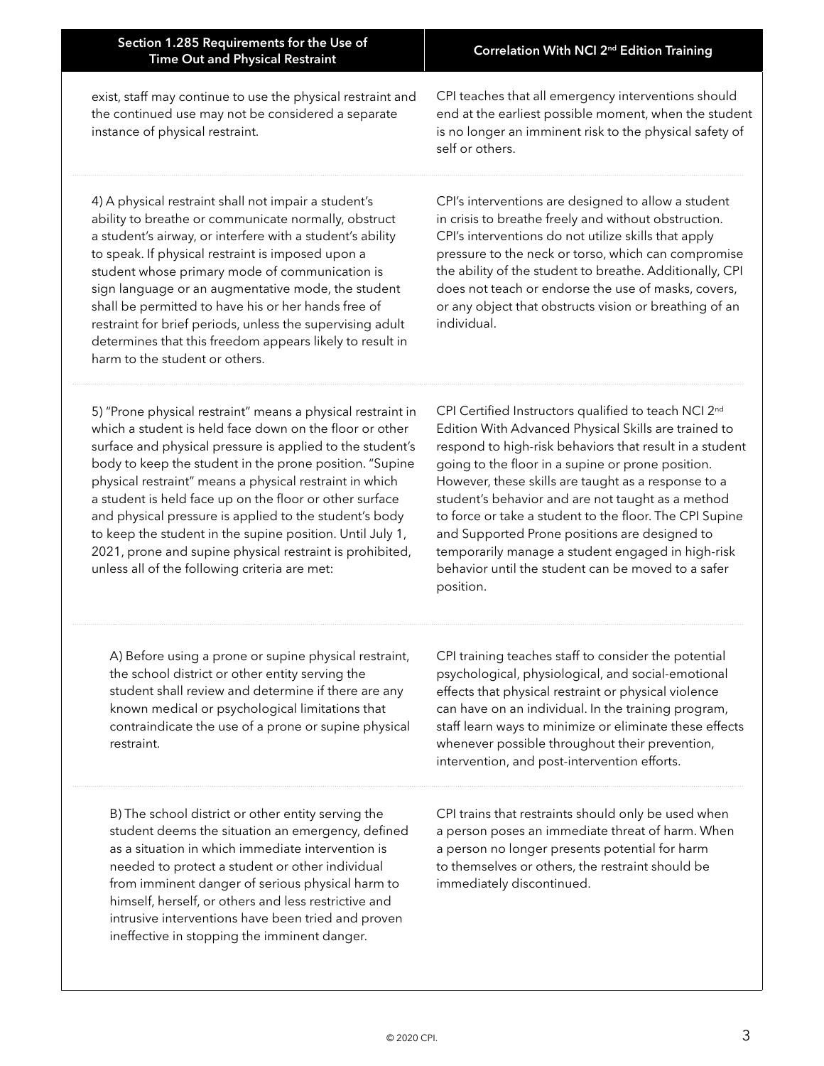| Section 1.285 Requirements for the Use of Time Out and Physical Restraint | Correlation With NCI 2nd Edition Training |
|---|---|
| exist, staff may continue to use the physical restraint and the continued use may not be considered a separate instance of physical restraint. | CPI teaches that all emergency interventions should end at the earliest possible moment, when the student is no longer an imminent risk to the physical safety of self or others. |
| 4) A physical restraint shall not impair a student's ability to breathe or communicate normally, obstruct a student's airway, or interfere with a student's ability to speak. If physical restraint is imposed upon a student whose primary mode of communication is sign language or an augmentative mode, the student shall be permitted to have his or her hands free of restraint for brief periods, unless the supervising adult determines that this freedom appears likely to result in harm to the student or others. | CPI's interventions are designed to allow a student in crisis to breathe freely and without obstruction. CPI's interventions do not utilize skills that apply pressure to the neck or torso, which can compromise the ability of the student to breathe. Additionally, CPI does not teach or endorse the use of masks, covers, or any object that obstructs vision or breathing of an individual. |
| 5) "Prone physical restraint" means a physical restraint in which a student is held face down on the floor or other surface and physical pressure is applied to the student's body to keep the student in the prone position. "Supine physical restraint" means a physical restraint in which a student is held face up on the floor or other surface and physical pressure is applied to the student's body to keep the student in the supine position. Until July 1, 2021, prone and supine physical restraint is prohibited, unless all of the following criteria are met: | CPI Certified Instructors qualified to teach NCI 2nd Edition With Advanced Physical Skills are trained to respond to high-risk behaviors that result in a student going to the floor in a supine or prone position. However, these skills are taught as a response to a student's behavior and are not taught as a method to force or take a student to the floor. The CPI Supine and Supported Prone positions are designed to temporarily manage a student engaged in high-risk behavior until the student can be moved to a safer position. |
| A) Before using a prone or supine physical restraint, the school district or other entity serving the student shall review and determine if there are any known medical or psychological limitations that contraindicate the use of a prone or supine physical restraint. | CPI training teaches staff to consider the potential psychological, physiological, and social-emotional effects that physical restraint or physical violence can have on an individual. In the training program, staff learn ways to minimize or eliminate these effects whenever possible throughout their prevention, intervention, and post-intervention efforts. |
| B) The school district or other entity serving the student deems the situation an emergency, defined as a situation in which immediate intervention is needed to protect a student or other individual from imminent danger of serious physical harm to himself, herself, or others and less restrictive and intrusive interventions have been tried and proven ineffective in stopping the imminent danger. | CPI trains that restraints should only be used when a person poses an immediate threat of harm. When a person no longer presents potential for harm to themselves or others, the restraint should be immediately discontinued. |

© 2020 CPI.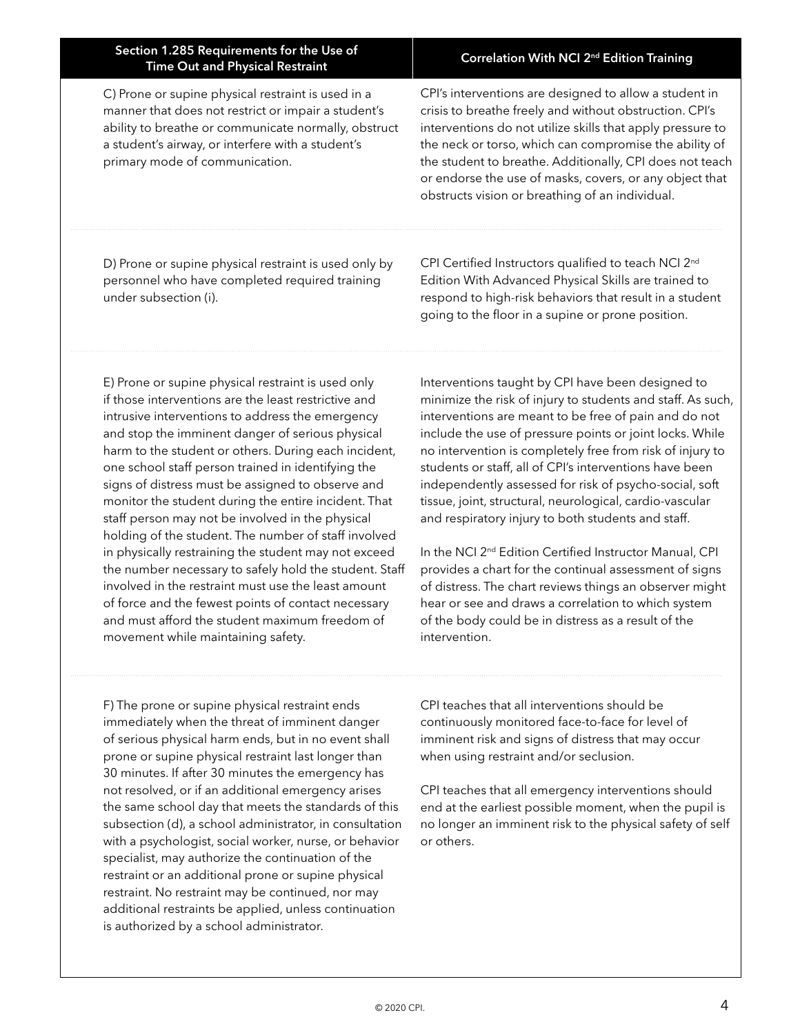| Section 1.285 Requirements for the Use of Time Out and Physical Restraint | Correlation With NCI 2nd Edition Training |
|---|---|
| C) Prone or supine physical restraint is used in a manner that does not restrict or impair a student's ability to breathe or communicate normally, obstruct a student's airway, or interfere with a student's primary mode of communication. | CPI's interventions are designed to allow a student in crisis to breathe freely and without obstruction. CPI's interventions do not utilize skills that apply pressure to the neck or torso, which can compromise the ability of the student to breathe. Additionally, CPI does not teach or endorse the use of masks, covers, or any object that obstructs vision or breathing of an individual. |
| D) Prone or supine physical restraint is used only by personnel who have completed required training under subsection (i). | CPI Certified Instructors qualified to teach NCI 2nd Edition With Advanced Physical Skills are trained to respond to high-risk behaviors that result in a student going to the floor in a supine or prone position. |
| E) Prone or supine physical restraint is used only if those interventions are the least restrictive and intrusive interventions to address the emergency and stop the imminent danger of serious physical harm to the student or others. During each incident, one school staff person trained in identifying the signs of distress must be assigned to observe and monitor the student during the entire incident. That staff person may not be involved in the physical holding of the student. The number of staff involved in physically restraining the student may not exceed the number necessary to safely hold the student. Staff involved in the restraint must use the least amount of force and the fewest points of contact necessary and must afford the student maximum freedom of movement while maintaining safety. | Interventions taught by CPI have been designed to minimize the risk of injury to students and staff. As such, interventions are meant to be free of pain and do not include the use of pressure points or joint locks. While no intervention is completely free from risk of injury to students or staff, all of CPI's interventions have been independently assessed for risk of psycho-social, soft tissue, joint, structural, neurological, cardio-vascular and respiratory injury to both students and staff.<br><br>In the NCI 2nd Edition Certified Instructor Manual, CPI provides a chart for the continual assessment of signs of distress. The chart reviews things an observer might hear or see and draws a correlation to which system of the body could be in distress as a result of the intervention. |
| F) The prone or supine physical restraint ends immediately when the threat of imminent danger of serious physical harm ends, but in no event shall prone or supine physical restraint last longer than 30 minutes. If after 30 minutes the emergency has not resolved, or if an additional emergency arises the same school day that meets the standards of this subsection (d), a school administrator, in consultation with a psychologist, social worker, nurse, or behavior specialist, may authorize the continuation of the restraint or an additional prone or supine physical restraint. No restraint may be continued, nor may additional restraints be applied, unless continuation is authorized by a school administrator. | CPI teaches that all interventions should be continuously monitored face-to-face for level of imminent risk and signs of distress that may occur when using restraint and/or seclusion.<br><br>CPI teaches that all emergency interventions should end at the earliest possible moment, when the pupil is no longer an imminent risk to the physical safety of self or others. |

© 2020 CPI.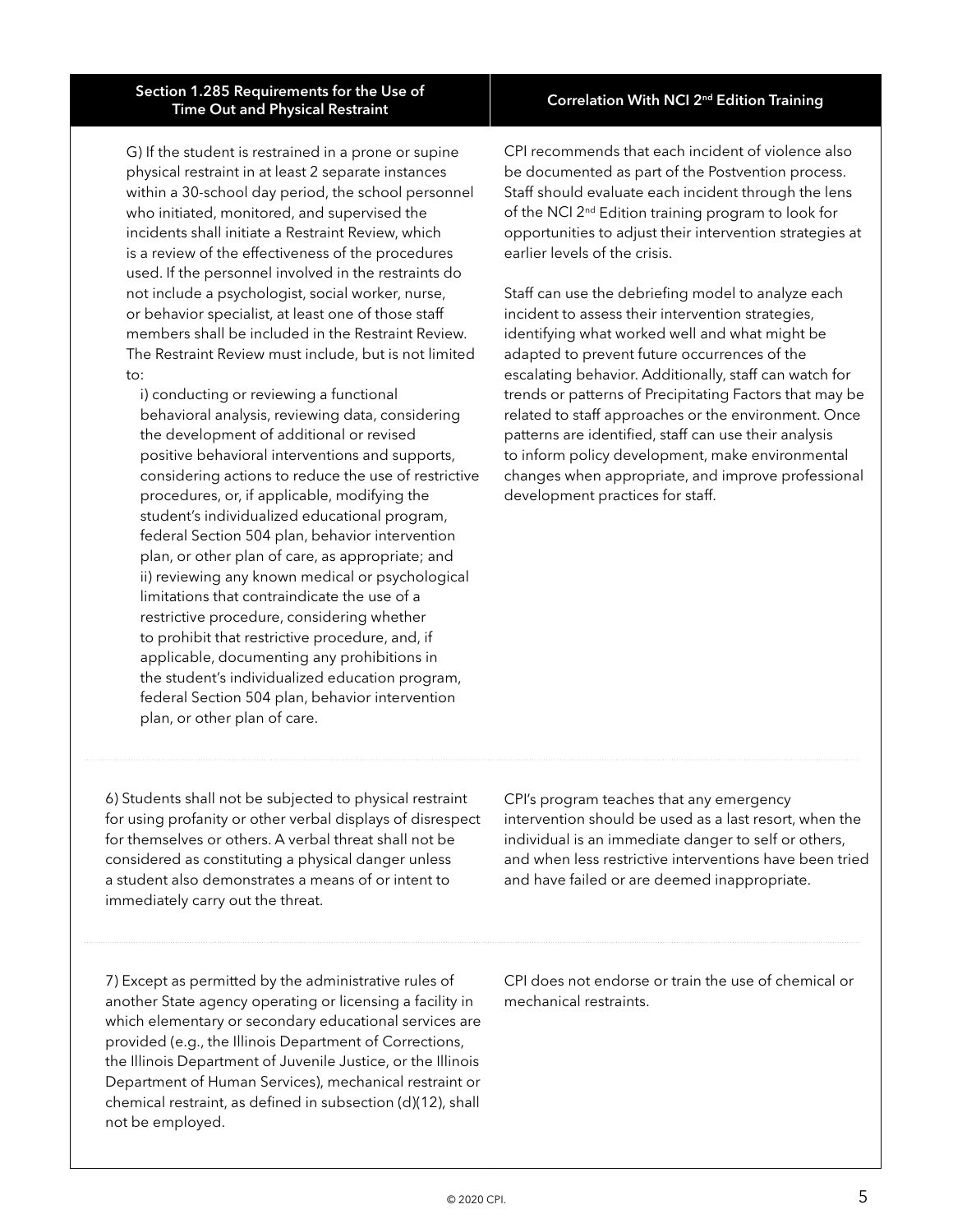| Section 1.285 Requirements for the Use of Time Out and Physical Restraint | Correlation With NCI 2nd Edition Training |
|---|---|
| G) If the student is restrained in a prone or supine physical restraint in at least 2 separate instances within a 30-school day period, the school personnel who initiated, monitored, and supervised the incidents shall initiate a Restraint Review, which is a review of the effectiveness of the procedures used. If the personnel involved in the restraints do not include a psychologist, social worker, nurse, or behavior specialist, at least one of those staff members shall be included in the Restraint Review. The Restraint Review must include, but is not limited to:<br>i) conducting or reviewing a functional behavioral analysis, reviewing data, considering the development of additional or revised positive behavioral interventions and supports, considering actions to reduce the use of restrictive procedures, or, if applicable, modifying the student's individualized educational program, federal Section 504 plan, behavior intervention plan, or other plan of care, as appropriate; and<br>ii) reviewing any known medical or psychological limitations that contraindicate the use of a restrictive procedure, considering whether to prohibit that restrictive procedure, and, if applicable, documenting any prohibitions in the student's individualized education program, federal Section 504 plan, behavior intervention plan, or other plan of care. | CPI recommends that each incident of violence also be documented as part of the Postvention process. Staff should evaluate each incident through the lens of the NCI 2nd Edition training program to look for opportunities to adjust their intervention strategies at earlier levels of the crisis.<br><br>Staff can use the debriefing model to analyze each incident to assess their intervention strategies, identifying what worked well and what might be adapted to prevent future occurrences of the escalating behavior. Additionally, staff can watch for trends or patterns of Precipitating Factors that may be related to staff approaches or the environment. Once patterns are identified, staff can use their analysis to inform policy development, make environmental changes when appropriate, and improve professional development practices for staff. |
| 6) Students shall not be subjected to physical restraint for using profanity or other verbal displays of disrespect for themselves or others. A verbal threat shall not be considered as constituting a physical danger unless a student also demonstrates a means of or intent to immediately carry out the threat. | CPI's program teaches that any emergency intervention should be used as a last resort, when the individual is an immediate danger to self or others, and when less restrictive interventions have been tried and have failed or are deemed inappropriate. |
| 7) Except as permitted by the administrative rules of another State agency operating or licensing a facility in which elementary or secondary educational services are provided (e.g., the Illinois Department of Corrections, the Illinois Department of Juvenile Justice, or the Illinois Department of Human Services), mechanical restraint or chemical restraint, as defined in subsection (d)(12), shall not be employed. | CPI does not endorse or train the use of chemical or mechanical restraints. |

© 2020 CPI.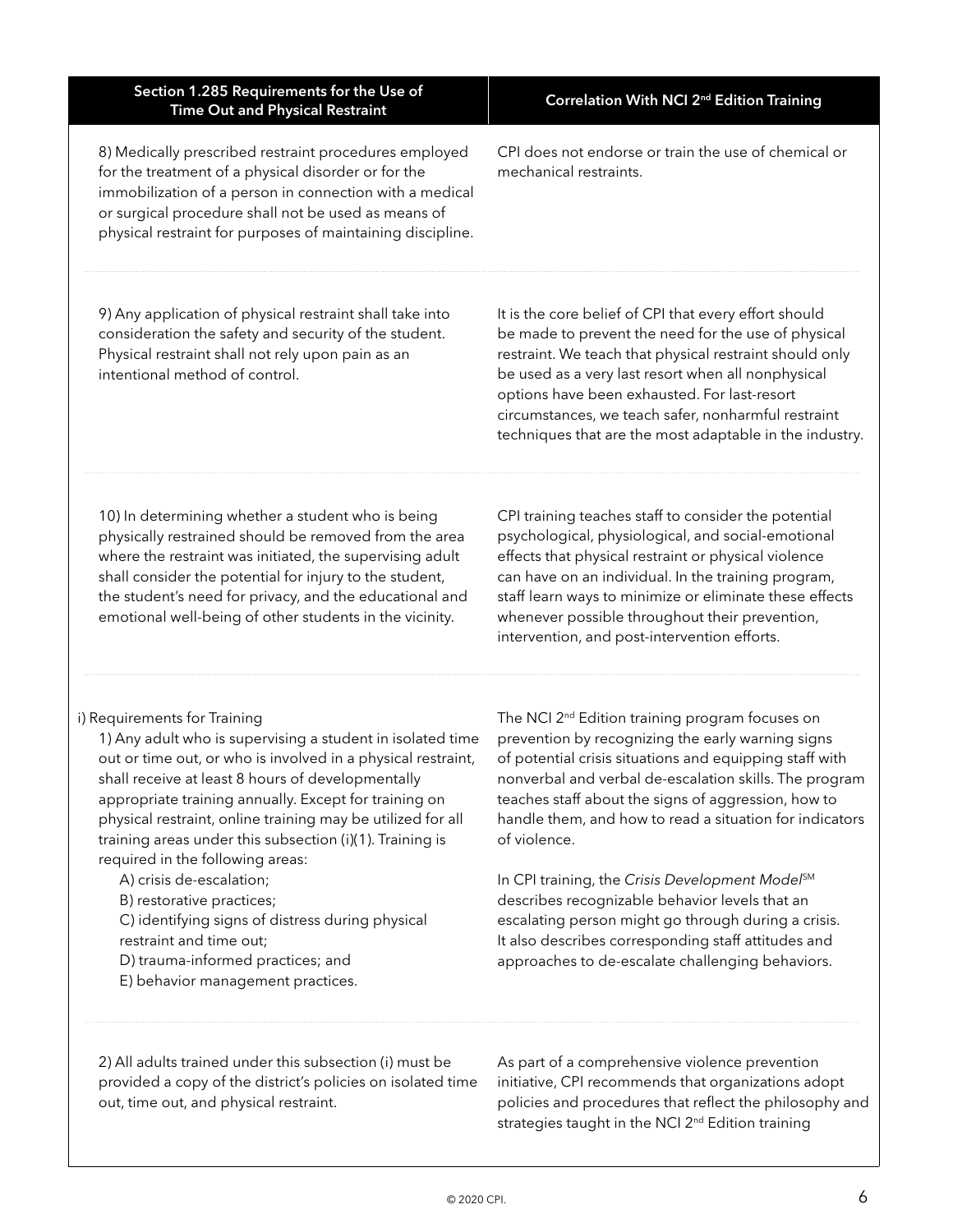| Section 1.285 Requirements for the Use of Time Out and Physical Restraint | Correlation With NCI 2nd Edition Training |
|---|---|
| 8) Medically prescribed restraint procedures employed for the treatment of a physical disorder or for the immobilization of a person in connection with a medical or surgical procedure shall not be used as means of physical restraint for purposes of maintaining discipline. | CPI does not endorse or train the use of chemical or mechanical restraints. |
| 9) Any application of physical restraint shall take into consideration the safety and security of the student. Physical restraint shall not rely upon pain as an intentional method of control. | It is the core belief of CPI that every effort should be made to prevent the need for the use of physical restraint. We teach that physical restraint should only be used as a very last resort when all nonphysical options have been exhausted. For last-resort circumstances, we teach safer, nonharmful restraint techniques that are the most adaptable in the industry. |
| 10) In determining whether a student who is being physically restrained should be removed from the area where the restraint was initiated, the supervising adult shall consider the potential for injury to the student, the student's need for privacy, and the educational and emotional well-being of other students in the vicinity. | CPI training teaches staff to consider the potential psychological, physiological, and social-emotional effects that physical restraint or physical violence can have on an individual. In the training program, staff learn ways to minimize or eliminate these effects whenever possible throughout their prevention, intervention, and post-intervention efforts. |
| i) Requirements for Training<br>1) Any adult who is supervising a student in isolated time out or time out, or who is involved in a physical restraint, shall receive at least 8 hours of developmentally appropriate training annually. Except for training on physical restraint, online training may be utilized for all training areas under this subsection (i)(1). Training is required in the following areas:<br>A) crisis de-escalation;<br>B) restorative practices;<br>C) identifying signs of distress during physical restraint and time out;<br>D) trauma-informed practices; and<br>E) behavior management practices. | The NCI 2nd Edition training program focuses on prevention by recognizing the early warning signs of potential crisis situations and equipping staff with nonverbal and verbal de-escalation skills. The program teaches staff about the signs of aggression, how to handle them, and how to read a situation for indicators of violence.<br><br>In CPI training, the *Crisis Development Model*SM describes recognizable behavior levels that an escalating person might go through during a crisis. It also describes corresponding staff attitudes and approaches to de-escalate challenging behaviors. |
| 2) All adults trained under this subsection (i) must be provided a copy of the district's policies on isolated time out, time out, and physical restraint. | As part of a comprehensive violence prevention initiative, CPI recommends that organizations adopt policies and procedures that reflect the philosophy and strategies taught in the NCI 2nd Edition training |

© 2020 CPI.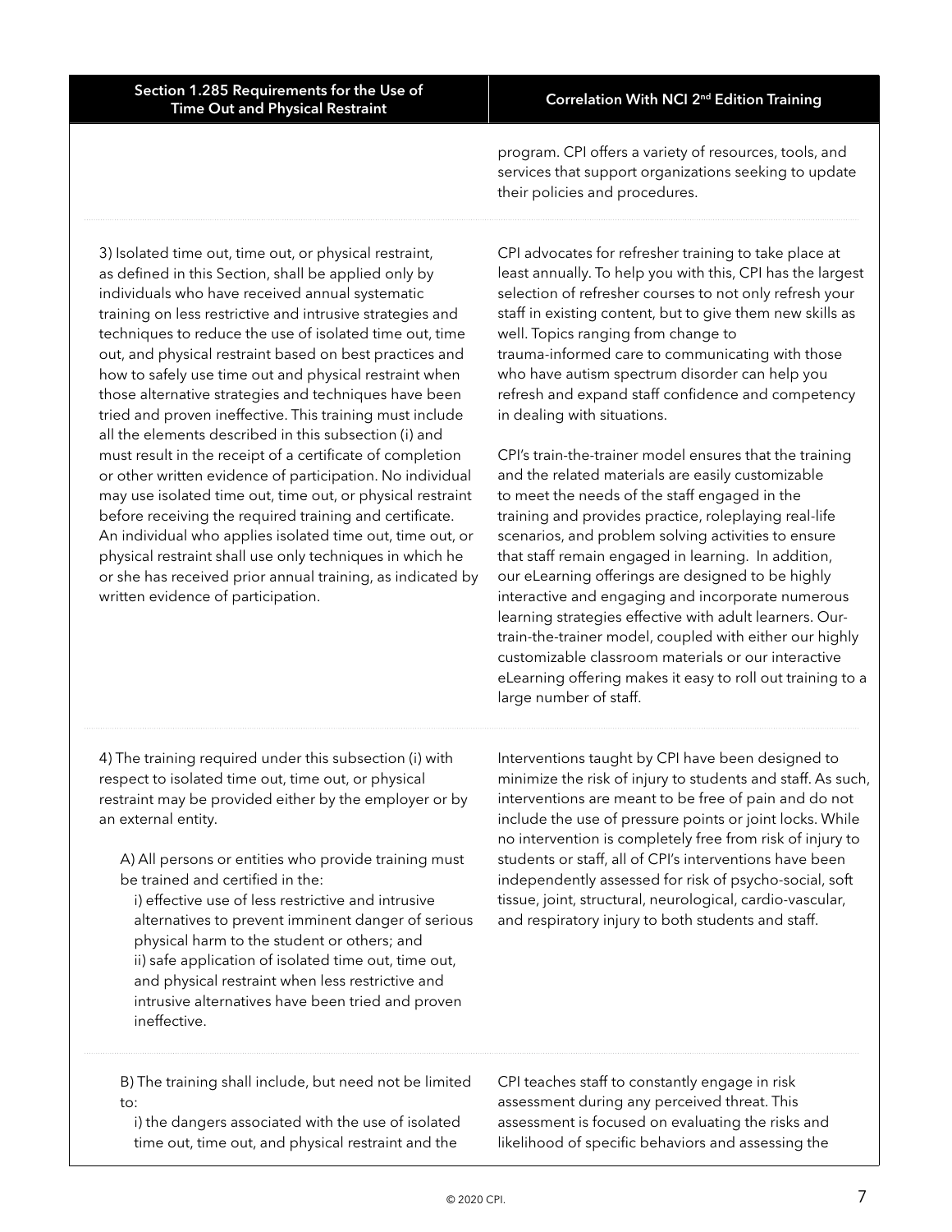| Section 1.285 Requirements for the Use of Time Out and Physical Restraint | Correlation With NCI 2nd Edition Training |
|---|---|
| | program. CPI offers a variety of resources, tools, and services that support organizations seeking to update their policies and procedures. |
| 3) Isolated time out, time out, or physical restraint, as defined in this Section, shall be applied only by individuals who have received annual systematic training on less restrictive and intrusive strategies and techniques to reduce the use of isolated time out, time out, and physical restraint based on best practices and how to safely use time out and physical restraint when those alternative strategies and techniques have been tried and proven ineffective. This training must include all the elements described in this subsection (i) and must result in the receipt of a certificate of completion or other written evidence of participation. No individual may use isolated time out, time out, or physical restraint before receiving the required training and certificate. An individual who applies isolated time out, time out, or physical restraint shall use only techniques in which he or she has received prior annual training, as indicated by written evidence of participation. | CPI advocates for refresher training to take place at least annually. To help you with this, CPI has the largest selection of refresher courses to not only refresh your staff in existing content, but to give them new skills as well. Topics ranging from change to trauma-informed care to communicating with those who have autism spectrum disorder can help you refresh and expand staff confidence and competency in dealing with situations.<br><br>CPI's train-the-trainer model ensures that the training and the related materials are easily customizable to meet the needs of the staff engaged in the training and provides practice, roleplaying real-life scenarios, and problem solving activities to ensure that staff remain engaged in learning. In addition, our eLearning offerings are designed to be highly interactive and engaging and incorporate numerous learning strategies effective with adult learners. Our-train-the-trainer model, coupled with either our highly customizable classroom materials or our interactive eLearning offering makes it easy to roll out training to a large number of staff. |
| 4) The training required under this subsection (i) with respect to isolated time out, time out, or physical restraint may be provided either by the employer or by an external entity.<br><br>A) All persons or entities who provide training must be trained and certified in the:<br>i) effective use of less restrictive and intrusive alternatives to prevent imminent danger of serious physical harm to the student or others; and<br>ii) safe application of isolated time out, time out, and physical restraint when less restrictive and intrusive alternatives have been tried and proven ineffective. | Interventions taught by CPI have been designed to minimize the risk of injury to students and staff. As such, interventions are meant to be free of pain and do not include the use of pressure points or joint locks. While no intervention is completely free from risk of injury to students or staff, all of CPI's interventions have been independently assessed for risk of psycho-social, soft tissue, joint, structural, neurological, cardio-vascular, and respiratory injury to both students and staff. |
| B) The training shall include, but need not be limited to:<br>i) the dangers associated with the use of isolated time out, time out, and physical restraint and the | CPI teaches staff to constantly engage in risk assessment during any perceived threat. This assessment is focused on evaluating the risks and likelihood of specific behaviors and assessing the |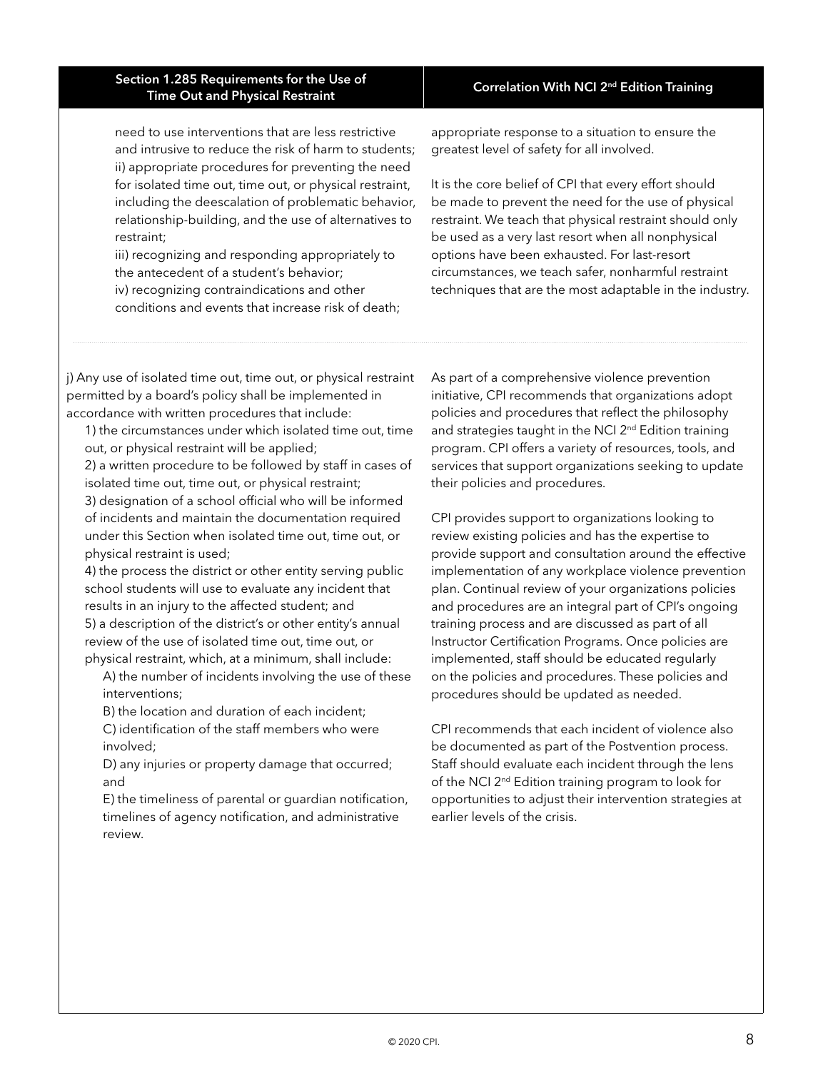| Section 1.285 Requirements for the Use of Time Out and Physical Restraint | Correlation With NCI 2nd Edition Training |
|---|---|
| need to use interventions that are less restrictive and intrusive to reduce the risk of harm to students;<br>ii) appropriate procedures for preventing the need for isolated time out, time out, or physical restraint, including the deescalation of problematic behavior, relationship-building, and the use of alternatives to restraint;<br>iii) recognizing and responding appropriately to the antecedent of a student's behavior;<br>iv) recognizing contraindications and other conditions and events that increase risk of death; | appropriate response to a situation to ensure the greatest level of safety for all involved.<br><br>It is the core belief of CPI that every effort should be made to prevent the need for the use of physical restraint. We teach that physical restraint should only be used as a very last resort when all nonphysical options have been exhausted. For last-resort circumstances, we teach safer, nonharmful restraint techniques that are the most adaptable in the industry. |
| j) Any use of isolated time out, time out, or physical restraint permitted by a board's policy shall be implemented in accordance with written procedures that include:<br>1) the circumstances under which isolated time out, time out, or physical restraint will be applied;<br>2) a written procedure to be followed by staff in cases of isolated time out, time out, or physical restraint;<br>3) designation of a school official who will be informed of incidents and maintain the documentation required under this Section when isolated time out, time out, or physical restraint is used;<br>4) the process the district or other entity serving public school students will use to evaluate any incident that results in an injury to the affected student; and<br>5) a description of the district's or other entity's annual review of the use of isolated time out, time out, or physical restraint, which, at a minimum, shall include:<br>A) the number of incidents involving the use of these interventions;<br>B) the location and duration of each incident;<br>C) identification of the staff members who were involved;<br>D) any injuries or property damage that occurred; and<br>E) the timeliness of parental or guardian notification, timelines of agency notification, and administrative review. | As part of a comprehensive violence prevention initiative, CPI recommends that organizations adopt policies and procedures that reflect the philosophy and strategies taught in the NCI 2nd Edition training program. CPI offers a variety of resources, tools, and services that support organizations seeking to update their policies and procedures.<br><br>CPI provides support to organizations looking to review existing policies and has the expertise to provide support and consultation around the effective implementation of any workplace violence prevention plan. Continual review of your organizations policies and procedures are an integral part of CPI's ongoing training process and are discussed as part of all Instructor Certification Programs. Once policies are implemented, staff should be educated regularly on the policies and procedures. These policies and procedures should be updated as needed.<br><br>CPI recommends that each incident of violence also be documented as part of the Postvention process. Staff should evaluate each incident through the lens of the NCI 2nd Edition training program to look for opportunities to adjust their intervention strategies at earlier levels of the crisis. |

© 2020 CPI.